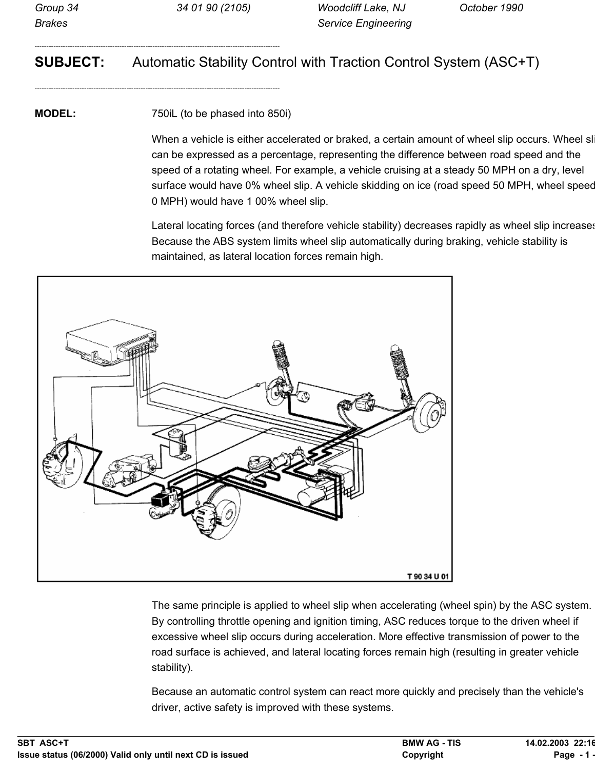Group 34 | 34 01 90 (2105) | Woodcliff Lake, NJ | October 1990
Brakes | | Service Engineering |

---

## SUBJECT: Automatic Stability Control with Traction Control System (ASC+T)

---

**MODEL:** 750iL (to be phased into 850i)

When a vehicle is either accelerated or braked, a certain amount of wheel slip occurs. Wheel slip can be expressed as a percentage, representing the difference between road speed and the speed of a rotating wheel. For example, a vehicle cruising at a steady 50 MPH on a dry, level surface would have 0% wheel slip. A vehicle skidding on ice (road speed 50 MPH, wheel speed 0 MPH) would have 1 00% wheel slip.

Lateral locating forces (and therefore vehicle stability) decreases rapidly as wheel slip increases. Because the ABS system limits wheel slip automatically during braking, vehicle stability is maintained, as lateral location forces remain high.

T 90 34 U 01

The same principle is applied to wheel slip when accelerating (wheel spin) by the ASC system. By controlling throttle opening and ignition timing, ASC reduces torque to the driven wheel if excessive wheel slip occurs during acceleration. More effective transmission of power to the road surface is achieved, and lateral locating forces remain high (resulting in greater vehicle stability).

Because an automatic control system can react more quickly and precisely than the vehicle's driver, active safety is improved with these systems.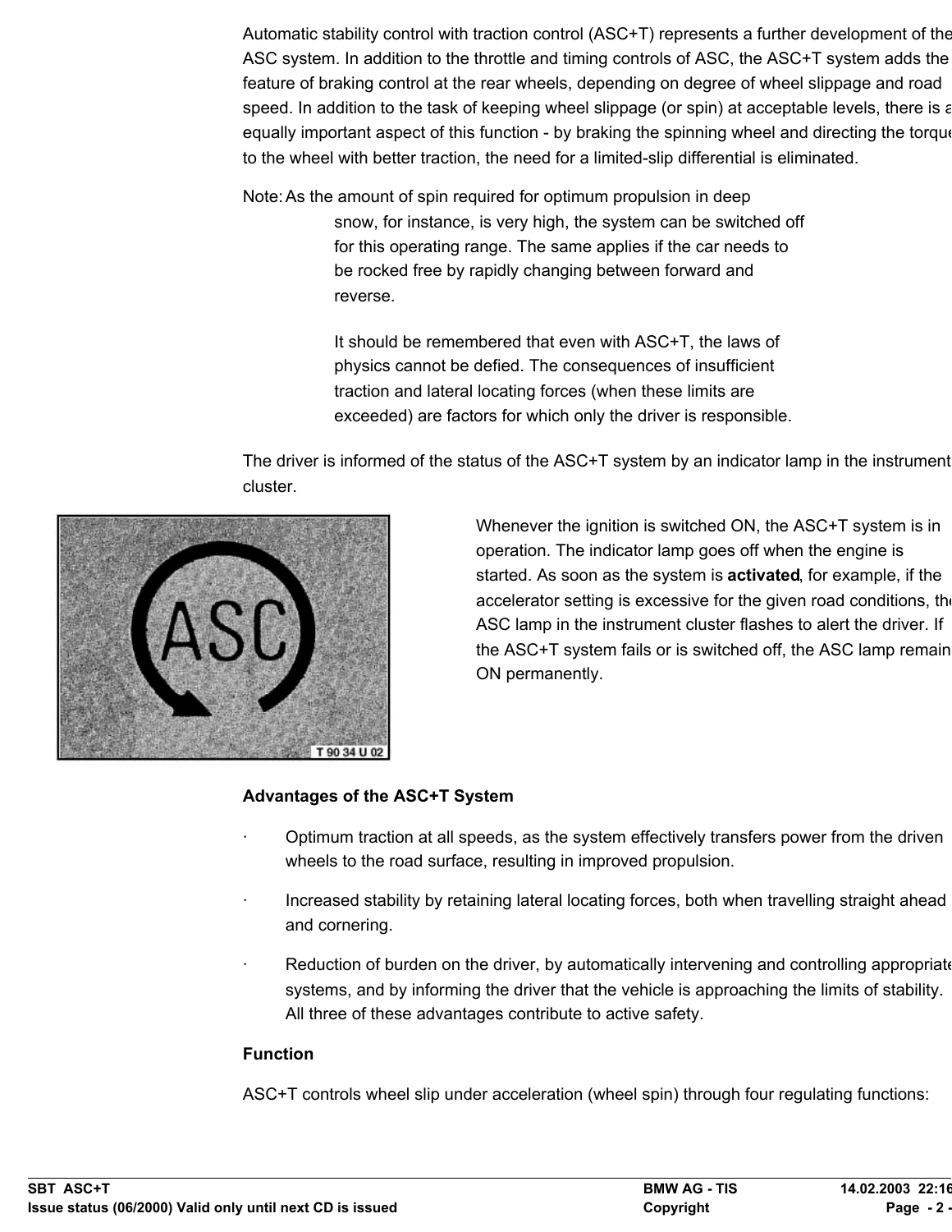Automatic stability control with traction control (ASC+T) represents a further development of the ASC system. In addition to the throttle and timing controls of ASC, the ASC+T system adds the feature of braking control at the rear wheels, depending on degree of wheel slippage and road speed. In addition to the task of keeping wheel slippage (or spin) at acceptable levels, there is an equally important aspect of this function - by braking the spinning wheel and directing the torque to the wheel with better traction, the need for a limited-slip differential is eliminated.

Note: As the amount of spin required for optimum propulsion in deep snow, for instance, is very high, the system can be switched off for this operating range. The same applies if the car needs to be rocked free by rapidly changing between forward and reverse.

It should be remembered that even with ASC+T, the laws of physics cannot be defied. The consequences of insufficient traction and lateral locating forces (when these limits are exceeded) are factors for which only the driver is responsible.

The driver is informed of the status of the ASC+T system by an indicator lamp in the instrument cluster.

Whenever the ignition is switched ON, the ASC+T system is in operation. The indicator lamp goes off when the engine is started. As soon as the system is **activated**, for example, if the accelerator setting is excessive for the given road conditions, the ASC lamp in the instrument cluster flashes to alert the driver. If the ASC+T system fails or is switched off, the ASC lamp remains ON permanently.

### Advantages of the ASC+T System

- Optimum traction at all speeds, as the system effectively transfers power from the driven wheels to the road surface, resulting in improved propulsion.
- Increased stability by retaining lateral locating forces, both when travelling straight ahead and cornering.
- Reduction of burden on the driver, by automatically intervening and controlling appropriate systems, and by informing the driver that the vehicle is approaching the limits of stability. All three of these advantages contribute to active safety.

### Function

ASC+T controls wheel slip under acceleration (wheel spin) through four regulating functions: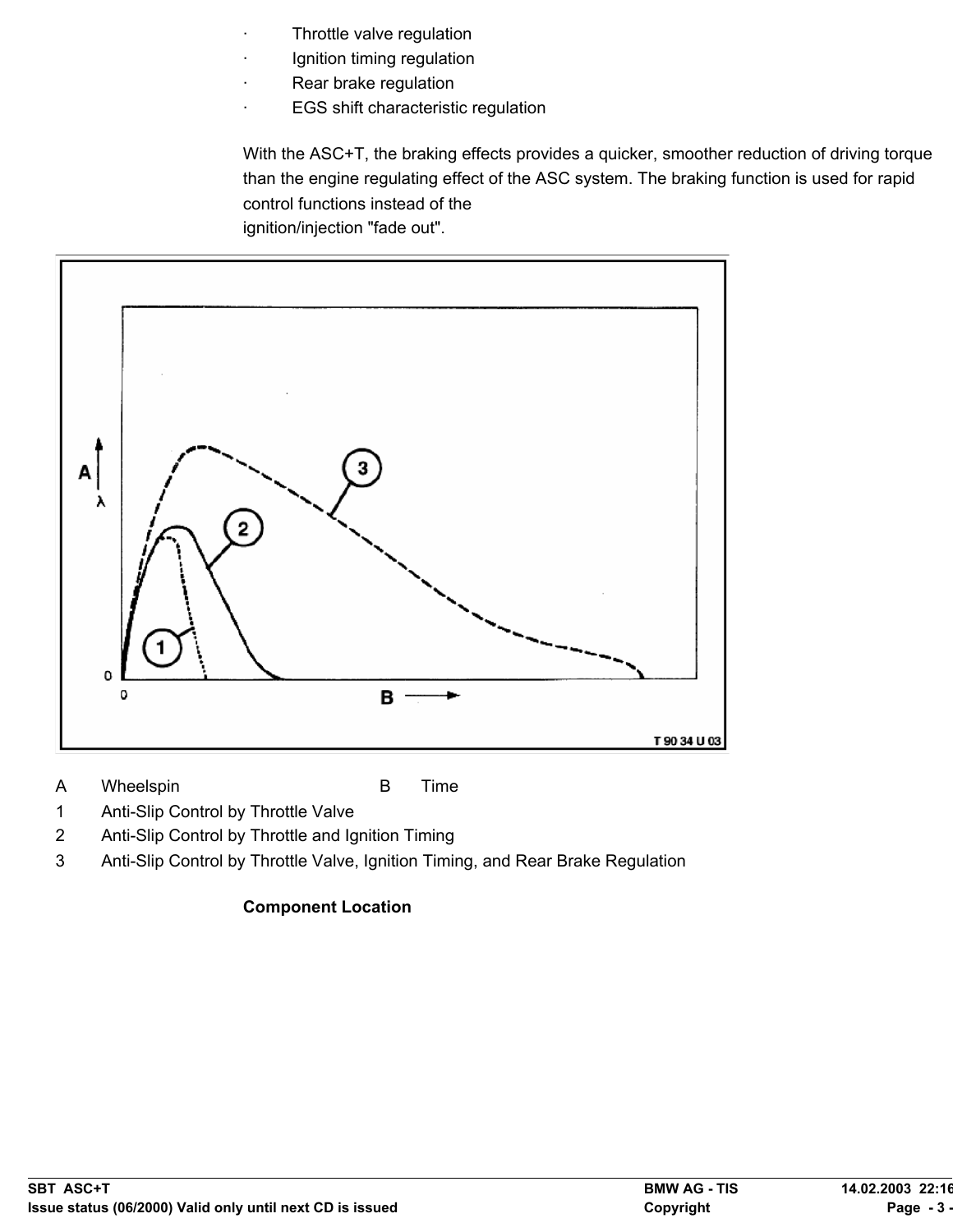- Throttle valve regulation
- Ignition timing regulation
- Rear brake regulation
- EGS shift characteristic regulation

With the ASC+T, the braking effects provides a quicker, smoother reduction of driving torque than the engine regulating effect of the ASC system. The braking function is used for rapid control functions instead of the ignition/injection "fade out".

| | | | |
|---|---|---|---|
| A | Wheelspin | B | Time |
| 1 | Anti-Slip Control by Throttle Valve | | |
| 2 | Anti-Slip Control by Throttle and Ignition Timing | | |
| 3 | Anti-Slip Control by Throttle Valve, Ignition Timing, and Rear Brake Regulation | | |

**Component Location**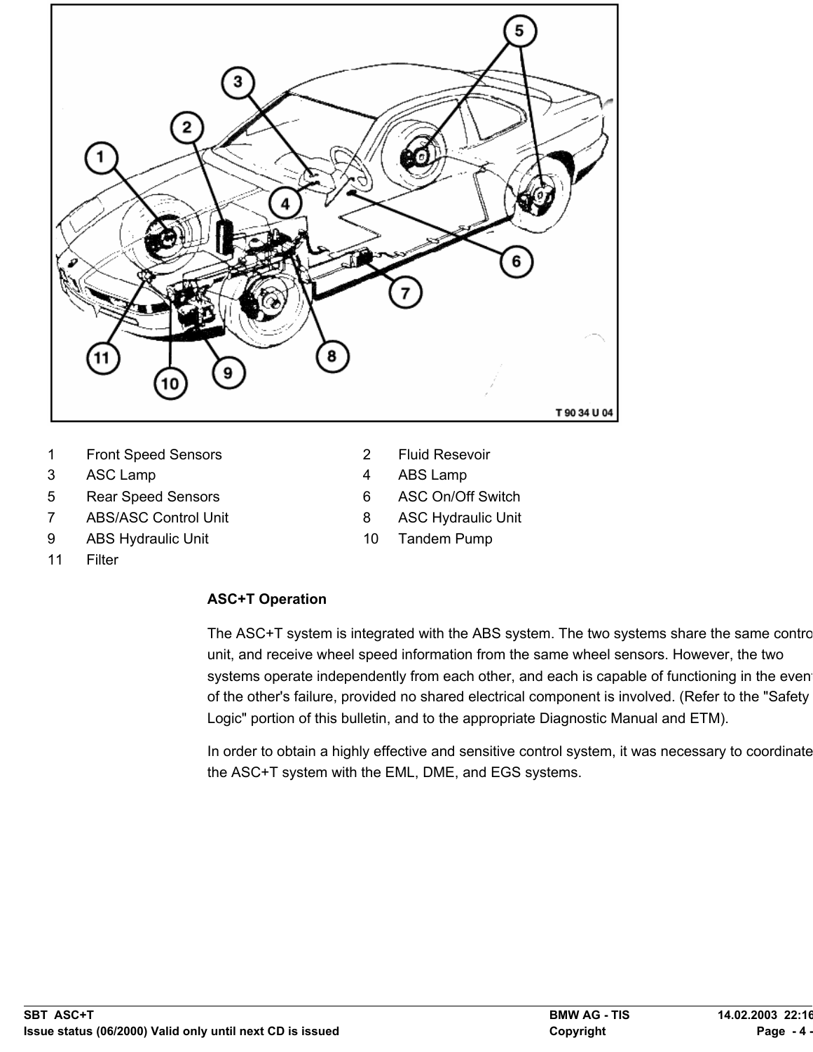| | | | |
|---|---|---|---|
| 1 | Front Speed Sensors | 2 | Fluid Resevoir |
| 3 | ASC Lamp | 4 | ABS Lamp |
| 5 | Rear Speed Sensors | 6 | ASC On/Off Switch |
| 7 | ABS/ASC Control Unit | 8 | ASC Hydraulic Unit |
| 9 | ABS Hydraulic Unit | 10 | Tandem Pump |
| 11 | Filter | | |

**ASC+T Operation**

The ASC+T system is integrated with the ABS system. The two systems share the same control unit, and receive wheel speed information from the same wheel sensors. However, the two systems operate independently from each other, and each is capable of functioning in the event of the other's failure, provided no shared electrical component is involved. (Refer to the "Safety Logic" portion of this bulletin, and to the appropriate Diagnostic Manual and ETM).

In order to obtain a highly effective and sensitive control system, it was necessary to coordinate the ASC+T system with the EML, DME, and EGS systems.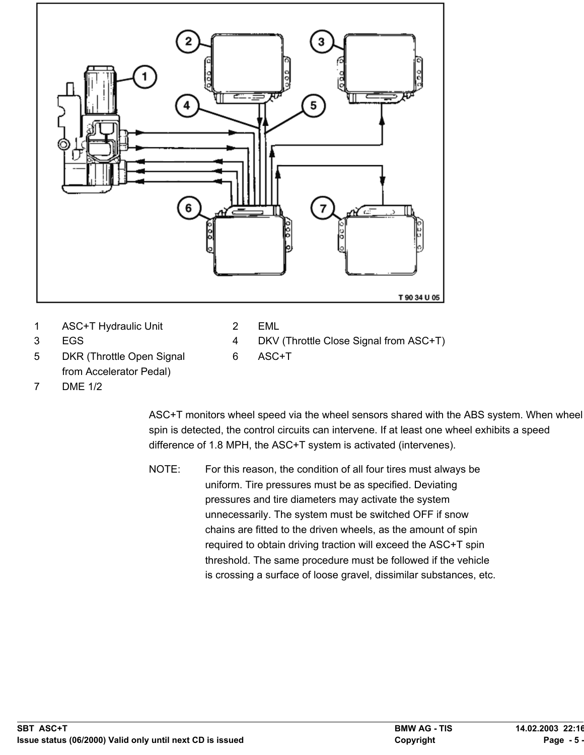| | | | |
|---|---|---|---|
| 1 | ASC+T Hydraulic Unit | 2 | EML |
| 3 | EGS | 4 | DKV (Throttle Close Signal from ASC+T) |
| 5 | DKR (Throttle Open Signal from Accelerator Pedal) | 6 | ASC+T |
| 7 | DME 1/2 | | |

ASC+T monitors wheel speed via the wheel sensors shared with the ABS system. When wheel spin is detected, the control circuits can intervene. If at least one wheel exhibits a speed difference of 1.8 MPH, the ASC+T system is activated (intervenes).

NOTE: For this reason, the condition of all four tires must always be uniform. Tire pressures must be as specified. Deviating pressures and tire diameters may activate the system unnecessarily. The system must be switched OFF if snow chains are fitted to the driven wheels, as the amount of spin required to obtain driving traction will exceed the ASC+T spin threshold. The same procedure must be followed if the vehicle is crossing a surface of loose gravel, dissimilar substances, etc.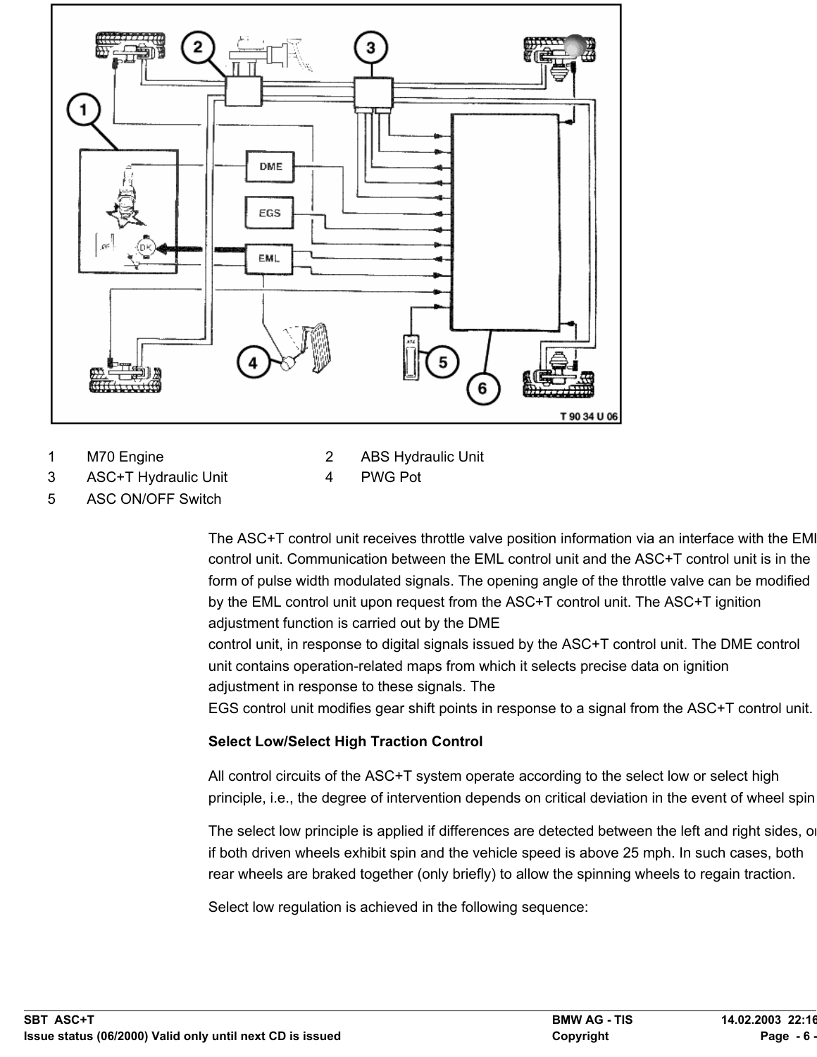1 M70 Engine
2 ABS Hydraulic Unit
3 ASC+T Hydraulic Unit
4 PWG Pot
5 ASC ON/OFF Switch

The ASC+T control unit receives throttle valve position information via an interface with the EML control unit. Communication between the EML control unit and the ASC+T control unit is in the form of pulse width modulated signals. The opening angle of the throttle valve can be modified by the EML control unit upon request from the ASC+T control unit. The ASC+T ignition adjustment function is carried out by the DME control unit, in response to digital signals issued by the ASC+T control unit. The DME control unit contains operation-related maps from which it selects precise data on ignition adjustment in response to these signals. The EGS control unit modifies gear shift points in response to a signal from the ASC+T control unit.

**Select Low/Select High Traction Control**

All control circuits of the ASC+T system operate according to the select low or select high principle, i.e., the degree of intervention depends on critical deviation in the event of wheel spin.

The select low principle is applied if differences are detected between the left and right sides, or if both driven wheels exhibit spin and the vehicle speed is above 25 mph. In such cases, both rear wheels are braked together (only briefly) to allow the spinning wheels to regain traction.

Select low regulation is achieved in the following sequence: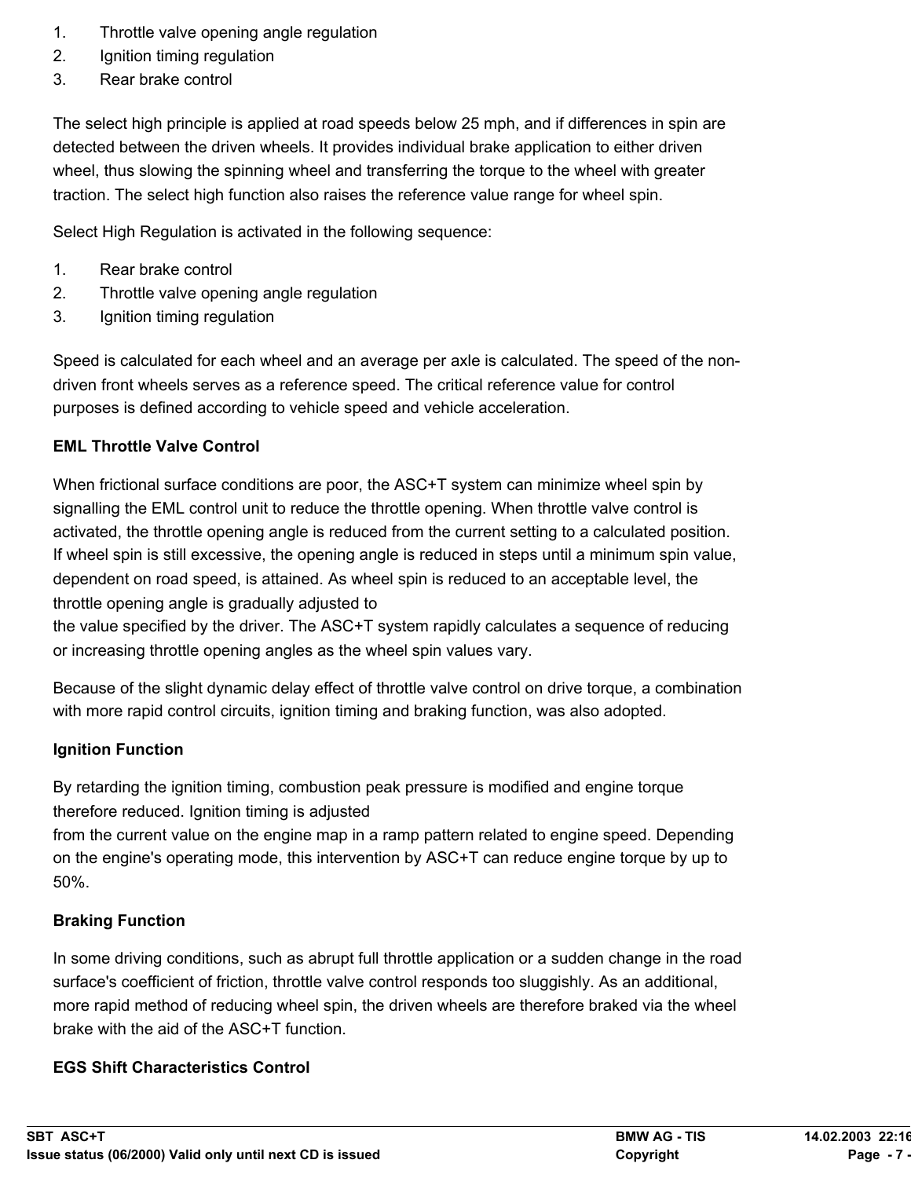1. Throttle valve opening angle regulation
2. Ignition timing regulation
3. Rear brake control

The select high principle is applied at road speeds below 25 mph, and if differences in spin are detected between the driven wheels. It provides individual brake application to either driven wheel, thus slowing the spinning wheel and transferring the torque to the wheel with greater traction. The select high function also raises the reference value range for wheel spin.

Select High Regulation is activated in the following sequence:

1. Rear brake control
2. Throttle valve opening angle regulation
3. Ignition timing regulation

Speed is calculated for each wheel and an average per axle is calculated. The speed of the non-driven front wheels serves as a reference speed. The critical reference value for control purposes is defined according to vehicle speed and vehicle acceleration.

**EML Throttle Valve Control**

When frictional surface conditions are poor, the ASC+T system can minimize wheel spin by signalling the EML control unit to reduce the throttle opening. When throttle valve control is activated, the throttle opening angle is reduced from the current setting to a calculated position. If wheel spin is still excessive, the opening angle is reduced in steps until a minimum spin value, dependent on road speed, is attained. As wheel spin is reduced to an acceptable level, the throttle opening angle is gradually adjusted to the value specified by the driver. The ASC+T system rapidly calculates a sequence of reducing or increasing throttle opening angles as the wheel spin values vary.

Because of the slight dynamic delay effect of throttle valve control on drive torque, a combination with more rapid control circuits, ignition timing and braking function, was also adopted.

**Ignition Function**

By retarding the ignition timing, combustion peak pressure is modified and engine torque therefore reduced. Ignition timing is adjusted from the current value on the engine map in a ramp pattern related to engine speed. Depending on the engine's operating mode, this intervention by ASC+T can reduce engine torque by up to 50%.

**Braking Function**

In some driving conditions, such as abrupt full throttle application or a sudden change in the road surface's coefficient of friction, throttle valve control responds too sluggishly. As an additional, more rapid method of reducing wheel spin, the driven wheels are therefore braked via the wheel brake with the aid of the ASC+T function.

**EGS Shift Characteristics Control**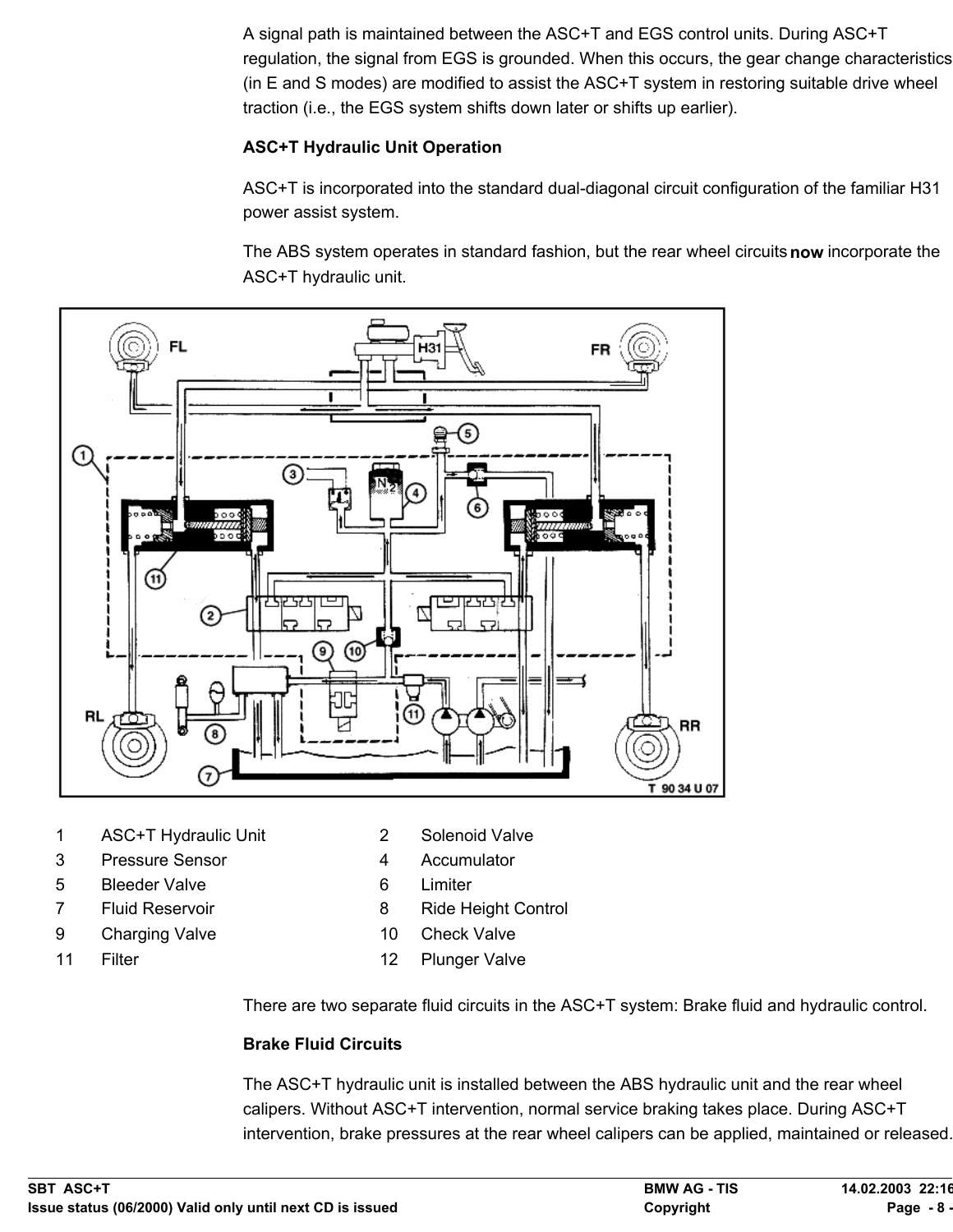A signal path is maintained between the ASC+T and EGS control units. During ASC+T regulation, the signal from EGS is grounded. When this occurs, the gear change characteristics (in E and S modes) are modified to assist the ASC+T system in restoring suitable drive wheel traction (i.e., the EGS system shifts down later or shifts up earlier).

**ASC+T Hydraulic Unit Operation**

ASC+T is incorporated into the standard dual-diagonal circuit configuration of the familiar H31 power assist system.

The ABS system operates in standard fashion, but the rear wheel circuits **now** incorporate the ASC+T hydraulic unit.

| | | | |
|---|---|---|---|
| 1 | ASC+T Hydraulic Unit | 2 | Solenoid Valve |
| 3 | Pressure Sensor | 4 | Accumulator |
| 5 | Bleeder Valve | 6 | Limiter |
| 7 | Fluid Reservoir | 8 | Ride Height Control |
| 9 | Charging Valve | 10 | Check Valve |
| 11 | Filter | 12 | Plunger Valve |

There are two separate fluid circuits in the ASC+T system: Brake fluid and hydraulic control.

**Brake Fluid Circuits**

The ASC+T hydraulic unit is installed between the ABS hydraulic unit and the rear wheel calipers. Without ASC+T intervention, normal service braking takes place. During ASC+T intervention, brake pressures at the rear wheel calipers can be applied, maintained or released.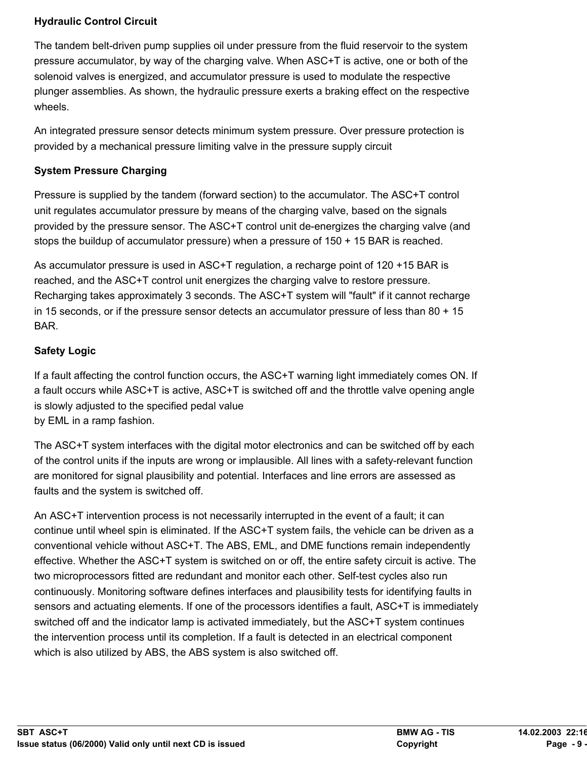### Hydraulic Control Circuit

The tandem belt-driven pump supplies oil under pressure from the fluid reservoir to the system pressure accumulator, by way of the charging valve. When ASC+T is active, one or both of the solenoid valves is energized, and accumulator pressure is used to modulate the respective plunger assemblies. As shown, the hydraulic pressure exerts a braking effect on the respective wheels.

An integrated pressure sensor detects minimum system pressure. Over pressure protection is provided by a mechanical pressure limiting valve in the pressure supply circuit

### System Pressure Charging

Pressure is supplied by the tandem (forward section) to the accumulator. The ASC+T control unit regulates accumulator pressure by means of the charging valve, based on the signals provided by the pressure sensor. The ASC+T control unit de-energizes the charging valve (and stops the buildup of accumulator pressure) when a pressure of 150 + 15 BAR is reached.

As accumulator pressure is used in ASC+T regulation, a recharge point of 120 +15 BAR is reached, and the ASC+T control unit energizes the charging valve to restore pressure. Recharging takes approximately 3 seconds. The ASC+T system will "fault" if it cannot recharge in 15 seconds, or if the pressure sensor detects an accumulator pressure of less than 80 + 15 BAR.

### Safety Logic

If a fault affecting the control function occurs, the ASC+T warning light immediately comes ON. If a fault occurs while ASC+T is active, ASC+T is switched off and the throttle valve opening angle is slowly adjusted to the specified pedal value
by EML in a ramp fashion.

The ASC+T system interfaces with the digital motor electronics and can be switched off by each of the control units if the inputs are wrong or implausible. All lines with a safety-relevant function are monitored for signal plausibility and potential. Interfaces and line errors are assessed as faults and the system is switched off.

An ASC+T intervention process is not necessarily interrupted in the event of a fault; it can continue until wheel spin is eliminated. If the ASC+T system fails, the vehicle can be driven as a conventional vehicle without ASC+T. The ABS, EML, and DME functions remain independently effective. Whether the ASC+T system is switched on or off, the entire safety circuit is active. The two microprocessors fitted are redundant and monitor each other. Self-test cycles also run continuously. Monitoring software defines interfaces and plausibility tests for identifying faults in sensors and actuating elements. If one of the processors identifies a fault, ASC+T is immediately switched off and the indicator lamp is activated immediately, but the ASC+T system continues the intervention process until its completion. If a fault is detected in an electrical component which is also utilized by ABS, the ABS system is also switched off.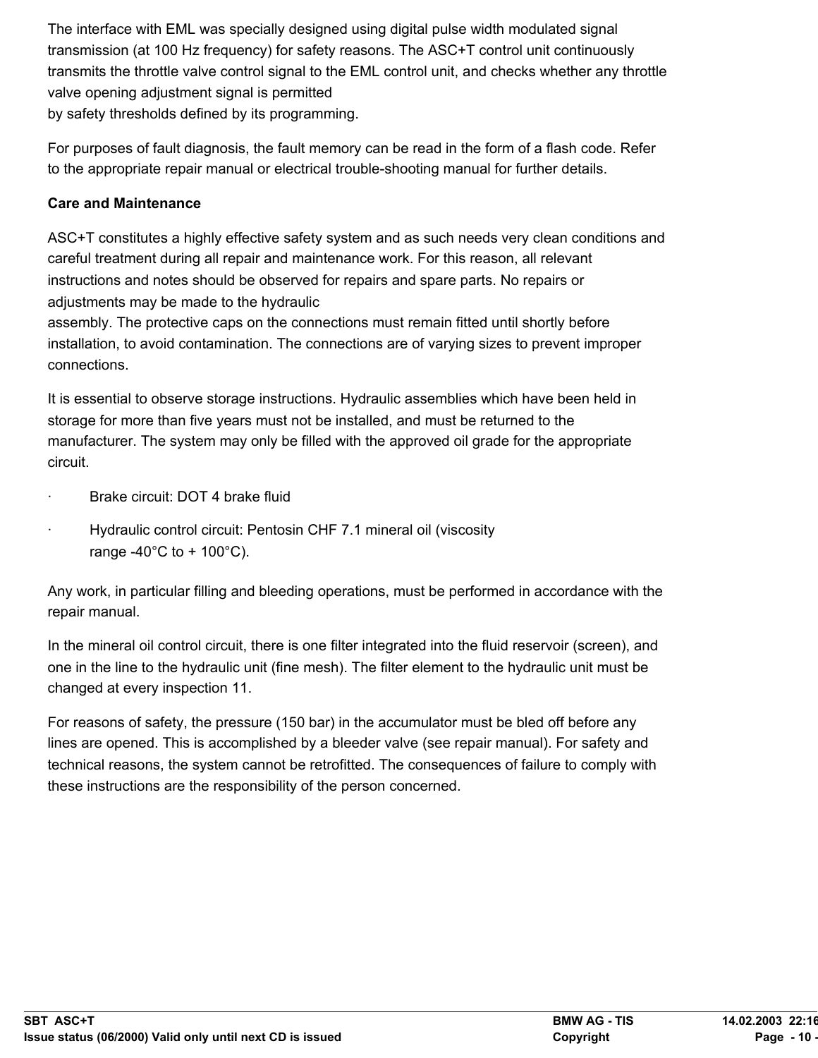The interface with EML was specially designed using digital pulse width modulated signal transmission (at 100 Hz frequency) for safety reasons. The ASC+T control unit continuously transmits the throttle valve control signal to the EML control unit, and checks whether any throttle valve opening adjustment signal is permitted by safety thresholds defined by its programming.

For purposes of fault diagnosis, the fault memory can be read in the form of a flash code. Refer to the appropriate repair manual or electrical trouble-shooting manual for further details.

**Care and Maintenance**

ASC+T constitutes a highly effective safety system and as such needs very clean conditions and careful treatment during all repair and maintenance work. For this reason, all relevant instructions and notes should be observed for repairs and spare parts. No repairs or adjustments may be made to the hydraulic assembly. The protective caps on the connections must remain fitted until shortly before installation, to avoid contamination. The connections are of varying sizes to prevent improper connections.

It is essential to observe storage instructions. Hydraulic assemblies which have been held in storage for more than five years must not be installed, and must be returned to the manufacturer. The system may only be filled with the approved oil grade for the appropriate circuit.

- Brake circuit: DOT 4 brake fluid
- Hydraulic control circuit: Pentosin CHF 7.1 mineral oil (viscosity range -40°C to + 100°C).

Any work, in particular filling and bleeding operations, must be performed in accordance with the repair manual.

In the mineral oil control circuit, there is one filter integrated into the fluid reservoir (screen), and one in the line to the hydraulic unit (fine mesh). The filter element to the hydraulic unit must be changed at every inspection 11.

For reasons of safety, the pressure (150 bar) in the accumulator must be bled off before any lines are opened. This is accomplished by a bleeder valve (see repair manual). For safety and technical reasons, the system cannot be retrofitted. The consequences of failure to comply with these instructions are the responsibility of the person concerned.